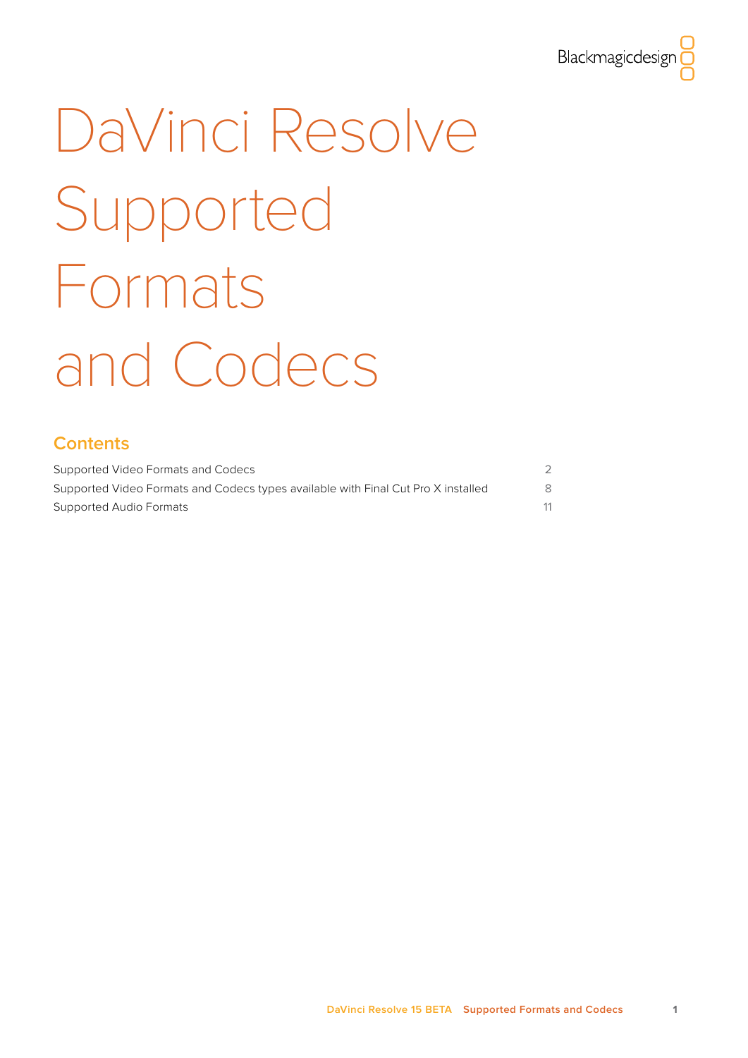# DaVinci Resolve Supported Formats and Codecs

## Contents

| | |
|---|---|
| Supported Video Formats and Codecs | 2 |
| Supported Video Formats and Codecs types available with Final Cut Pro X installed | 8 |
| Supported Audio Formats | 11 |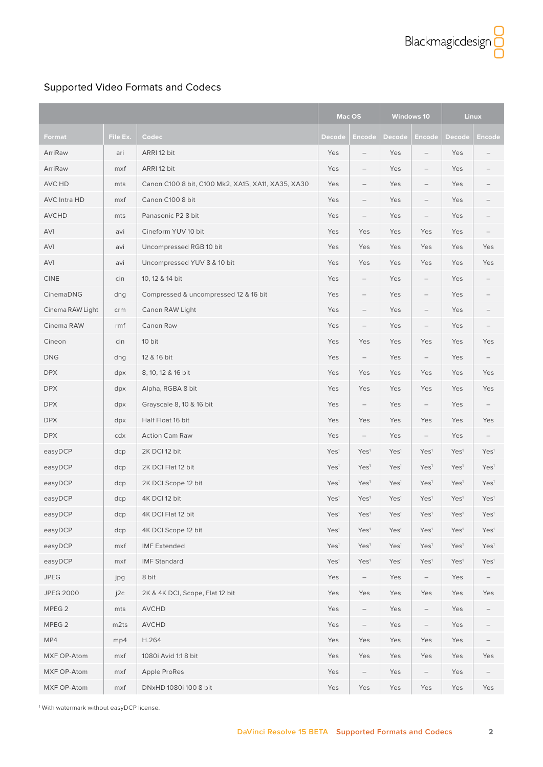## Supported Video Formats and Codecs

| | | | Mac OS | | Windows 10 | | Linux | |
|---|---|---|---|---|---|---|---|---|
| **Format** | **File Ex.** | **Codec** | **Decode** | **Encode** | **Decode** | **Encode** | **Decode** | **Encode** |
| ArriRaw | ari | ARRI 12 bit | Yes | – | Yes | – | Yes | – |
| ArriRaw | mxf | ARRI 12 bit | Yes | – | Yes | – | Yes | – |
| AVC HD | mts | Canon C100 8 bit, C100 Mk2, XA15, XA11, XA35, XA30 | Yes | – | Yes | – | Yes | – |
| AVC Intra HD | mxf | Canon C100 8 bit | Yes | – | Yes | – | Yes | – |
| AVCHD | mts | Panasonic P2 8 bit | Yes | – | Yes | – | Yes | – |
| AVI | avi | Cineform YUV 10 bit | Yes | Yes | Yes | Yes | Yes | – |
| AVI | avi | Uncompressed RGB 10 bit | Yes | Yes | Yes | Yes | Yes | Yes |
| AVI | avi | Uncompressed YUV 8 & 10 bit | Yes | Yes | Yes | Yes | Yes | Yes |
| CINE | cin | 10, 12 & 14 bit | Yes | – | Yes | – | Yes | – |
| CinemaDNG | dng | Compressed & uncompressed 12 & 16 bit | Yes | – | Yes | – | Yes | – |
| Cinema RAW Light | crm | Canon RAW Light | Yes | – | Yes | – | Yes | – |
| Cinema RAW | rmf | Canon Raw | Yes | – | Yes | – | Yes | – |
| Cineon | cin | 10 bit | Yes | Yes | Yes | Yes | Yes | Yes |
| DNG | dng | 12 & 16 bit | Yes | – | Yes | – | Yes | – |
| DPX | dpx | 8, 10, 12 & 16 bit | Yes | Yes | Yes | Yes | Yes | Yes |
| DPX | dpx | Alpha, RGBA 8 bit | Yes | Yes | Yes | Yes | Yes | Yes |
| DPX | dpx | Grayscale 8, 10 & 16 bit | Yes | – | Yes | – | Yes | – |
| DPX | dpx | Half Float 16 bit | Yes | Yes | Yes | Yes | Yes | Yes |
| DPX | cdx | Action Cam Raw | Yes | – | Yes | – | Yes | – |
| easyDCP | dcp | 2K DCI 12 bit | Yes[1] | Yes[1] | Yes[1] | Yes[1] | Yes[1] | Yes[1] |
| easyDCP | dcp | 2K DCI Flat 12 bit | Yes[1] | Yes[1] | Yes[1] | Yes[1] | Yes[1] | Yes[1] |
| easyDCP | dcp | 2K DCI Scope 12 bit | Yes[1] | Yes[1] | Yes[1] | Yes[1] | Yes[1] | Yes[1] |
| easyDCP | dcp | 4K DCI 12 bit | Yes[1] | Yes[1] | Yes[1] | Yes[1] | Yes[1] | Yes[1] |
| easyDCP | dcp | 4K DCI Flat 12 bit | Yes[1] | Yes[1] | Yes[1] | Yes[1] | Yes[1] | Yes[1] |
| easyDCP | dcp | 4K DCI Scope 12 bit | Yes[1] | Yes[1] | Yes[1] | Yes[1] | Yes[1] | Yes[1] |
| easyDCP | mxf | IMF Extended | Yes[1] | Yes[1] | Yes[1] | Yes[1] | Yes[1] | Yes[1] |
| easyDCP | mxf | IMF Standard | Yes[1] | Yes[1] | Yes[1] | Yes[1] | Yes[1] | Yes[1] |
| JPEG | jpg | 8 bit | Yes | – | Yes | – | Yes | – |
| JPEG 2000 | j2c | 2K & 4K DCI, Scope, Flat 12 bit | Yes | Yes | Yes | Yes | Yes | Yes |
| MPEG 2 | mts | AVCHD | Yes | – | Yes | – | Yes | – |
| MPEG 2 | m2ts | AVCHD | Yes | – | Yes | – | Yes | – |
| MP4 | mp4 | H.264 | Yes | Yes | Yes | Yes | Yes | – |
| MXF OP-Atom | mxf | 1080i Avid 1:1 8 bit | Yes | Yes | Yes | Yes | Yes | Yes |
| MXF OP-Atom | mxf | Apple ProRes | Yes | – | Yes | – | Yes | – |
| MXF OP-Atom | mxf | DNxHD 1080i 100 8 bit | Yes | Yes | Yes | Yes | Yes | Yes |

[1] With watermark without easyDCP license.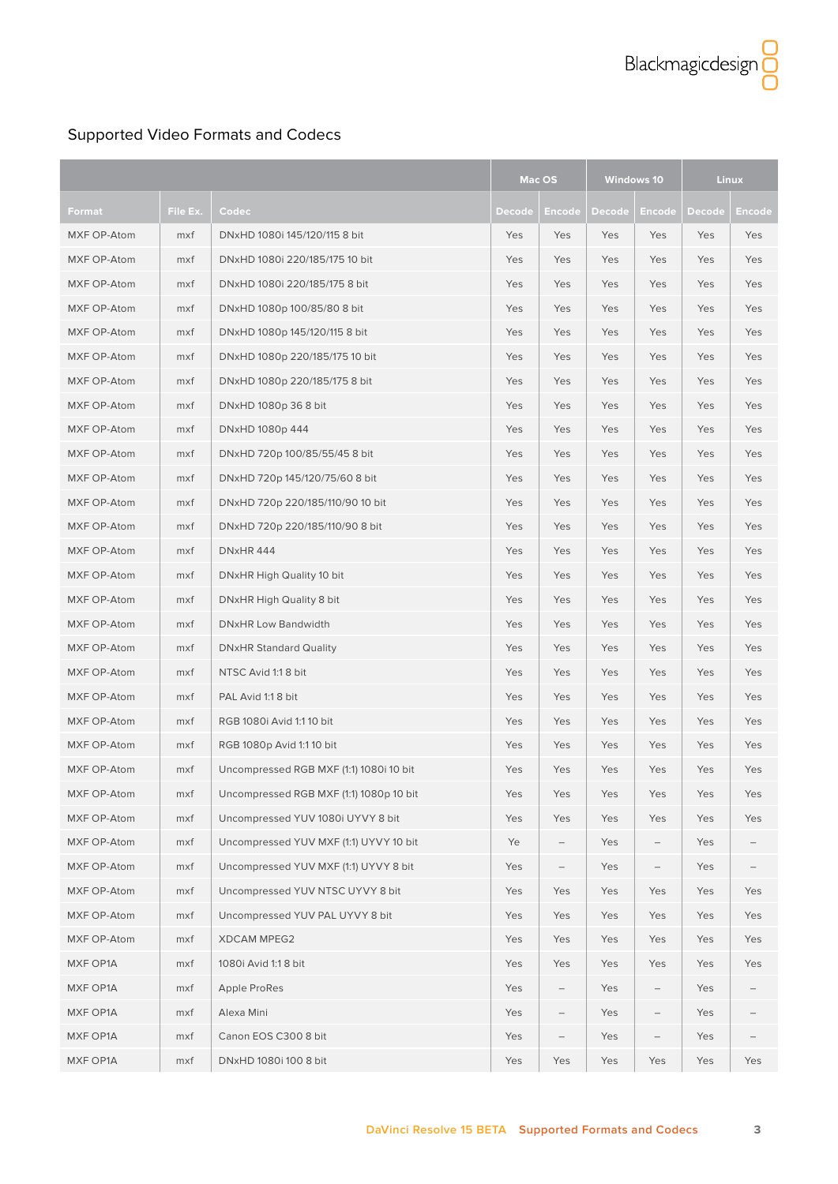## Supported Video Formats and Codecs

| | | | Mac OS | | Windows 10 | | Linux | |
|---|---|---|---|---|---|---|---|---|
| Format | File Ex. | Codec | Decode | Encode | Decode | Encode | Decode | Encode |
| MXF OP-Atom | mxf | DNxHD 1080i 145/120/115 8 bit | Yes | Yes | Yes | Yes | Yes | Yes |
| MXF OP-Atom | mxf | DNxHD 1080i 220/185/175 10 bit | Yes | Yes | Yes | Yes | Yes | Yes |
| MXF OP-Atom | mxf | DNxHD 1080i 220/185/175 8 bit | Yes | Yes | Yes | Yes | Yes | Yes |
| MXF OP-Atom | mxf | DNxHD 1080p 100/85/80 8 bit | Yes | Yes | Yes | Yes | Yes | Yes |
| MXF OP-Atom | mxf | DNxHD 1080p 145/120/115 8 bit | Yes | Yes | Yes | Yes | Yes | Yes |
| MXF OP-Atom | mxf | DNxHD 1080p 220/185/175 10 bit | Yes | Yes | Yes | Yes | Yes | Yes |
| MXF OP-Atom | mxf | DNxHD 1080p 220/185/175 8 bit | Yes | Yes | Yes | Yes | Yes | Yes |
| MXF OP-Atom | mxf | DNxHD 1080p 36 8 bit | Yes | Yes | Yes | Yes | Yes | Yes |
| MXF OP-Atom | mxf | DNxHD 1080p 444 | Yes | Yes | Yes | Yes | Yes | Yes |
| MXF OP-Atom | mxf | DNxHD 720p 100/85/55/45 8 bit | Yes | Yes | Yes | Yes | Yes | Yes |
| MXF OP-Atom | mxf | DNxHD 720p 145/120/75/60 8 bit | Yes | Yes | Yes | Yes | Yes | Yes |
| MXF OP-Atom | mxf | DNxHD 720p 220/185/110/90 10 bit | Yes | Yes | Yes | Yes | Yes | Yes |
| MXF OP-Atom | mxf | DNxHD 720p 220/185/110/90 8 bit | Yes | Yes | Yes | Yes | Yes | Yes |
| MXF OP-Atom | mxf | DNxHR 444 | Yes | Yes | Yes | Yes | Yes | Yes |
| MXF OP-Atom | mxf | DNxHR High Quality 10 bit | Yes | Yes | Yes | Yes | Yes | Yes |
| MXF OP-Atom | mxf | DNxHR High Quality 8 bit | Yes | Yes | Yes | Yes | Yes | Yes |
| MXF OP-Atom | mxf | DNxHR Low Bandwidth | Yes | Yes | Yes | Yes | Yes | Yes |
| MXF OP-Atom | mxf | DNxHR Standard Quality | Yes | Yes | Yes | Yes | Yes | Yes |
| MXF OP-Atom | mxf | NTSC Avid 1:1 8 bit | Yes | Yes | Yes | Yes | Yes | Yes |
| MXF OP-Atom | mxf | PAL Avid 1:1 8 bit | Yes | Yes | Yes | Yes | Yes | Yes |
| MXF OP-Atom | mxf | RGB 1080i Avid 1:1 10 bit | Yes | Yes | Yes | Yes | Yes | Yes |
| MXF OP-Atom | mxf | RGB 1080p Avid 1:1 10 bit | Yes | Yes | Yes | Yes | Yes | Yes |
| MXF OP-Atom | mxf | Uncompressed RGB MXF (1:1) 1080i 10 bit | Yes | Yes | Yes | Yes | Yes | Yes |
| MXF OP-Atom | mxf | Uncompressed RGB MXF (1:1) 1080p 10 bit | Yes | Yes | Yes | Yes | Yes | Yes |
| MXF OP-Atom | mxf | Uncompressed YUV 1080i UYVY 8 bit | Yes | Yes | Yes | Yes | Yes | Yes |
| MXF OP-Atom | mxf | Uncompressed YUV MXF (1:1) UYVY 10 bit | Ye | – | Yes | – | Yes | – |
| MXF OP-Atom | mxf | Uncompressed YUV MXF (1:1) UYVY 8 bit | Yes | – | Yes | – | Yes | – |
| MXF OP-Atom | mxf | Uncompressed YUV NTSC UYVY 8 bit | Yes | Yes | Yes | Yes | Yes | Yes |
| MXF OP-Atom | mxf | Uncompressed YUV PAL UYVY 8 bit | Yes | Yes | Yes | Yes | Yes | Yes |
| MXF OP-Atom | mxf | XDCAM MPEG2 | Yes | Yes | Yes | Yes | Yes | Yes |
| MXF OP1A | mxf | 1080i Avid 1:1 8 bit | Yes | Yes | Yes | Yes | Yes | Yes |
| MXF OP1A | mxf | Apple ProRes | Yes | – | Yes | – | Yes | – |
| MXF OP1A | mxf | Alexa Mini | Yes | – | Yes | – | Yes | – |
| MXF OP1A | mxf | Canon EOS C300 8 bit | Yes | – | Yes | – | Yes | – |
| MXF OP1A | mxf | DNxHD 1080i 100 8 bit | Yes | Yes | Yes | Yes | Yes | Yes |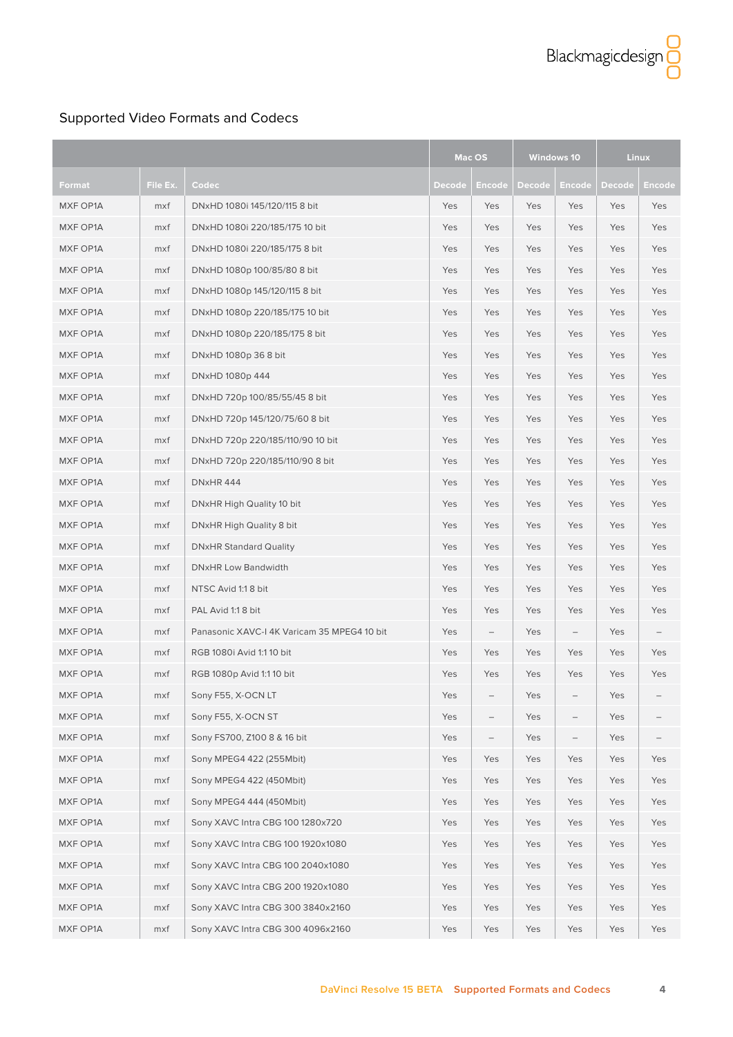## Supported Video Formats and Codecs

| | | | Mac OS | | Windows 10 | | Linux | |
|---|---|---|---|---|---|---|---|---|
| Format | File Ex. | Codec | Decode | Encode | Decode | Encode | Decode | Encode |
| MXF OP1A | mxf | DNxHD 1080i 145/120/115 8 bit | Yes | Yes | Yes | Yes | Yes | Yes |
| MXF OP1A | mxf | DNxHD 1080i 220/185/175 10 bit | Yes | Yes | Yes | Yes | Yes | Yes |
| MXF OP1A | mxf | DNxHD 1080i 220/185/175 8 bit | Yes | Yes | Yes | Yes | Yes | Yes |
| MXF OP1A | mxf | DNxHD 1080p 100/85/80 8 bit | Yes | Yes | Yes | Yes | Yes | Yes |
| MXF OP1A | mxf | DNxHD 1080p 145/120/115 8 bit | Yes | Yes | Yes | Yes | Yes | Yes |
| MXF OP1A | mxf | DNxHD 1080p 220/185/175 10 bit | Yes | Yes | Yes | Yes | Yes | Yes |
| MXF OP1A | mxf | DNxHD 1080p 220/185/175 8 bit | Yes | Yes | Yes | Yes | Yes | Yes |
| MXF OP1A | mxf | DNxHD 1080p 36 8 bit | Yes | Yes | Yes | Yes | Yes | Yes |
| MXF OP1A | mxf | DNxHD 1080p 444 | Yes | Yes | Yes | Yes | Yes | Yes |
| MXF OP1A | mxf | DNxHD 720p 100/85/55/45 8 bit | Yes | Yes | Yes | Yes | Yes | Yes |
| MXF OP1A | mxf | DNxHD 720p 145/120/75/60 8 bit | Yes | Yes | Yes | Yes | Yes | Yes |
| MXF OP1A | mxf | DNxHD 720p 220/185/110/90 10 bit | Yes | Yes | Yes | Yes | Yes | Yes |
| MXF OP1A | mxf | DNxHD 720p 220/185/110/90 8 bit | Yes | Yes | Yes | Yes | Yes | Yes |
| MXF OP1A | mxf | DNxHR 444 | Yes | Yes | Yes | Yes | Yes | Yes |
| MXF OP1A | mxf | DNxHR High Quality 10 bit | Yes | Yes | Yes | Yes | Yes | Yes |
| MXF OP1A | mxf | DNxHR High Quality 8 bit | Yes | Yes | Yes | Yes | Yes | Yes |
| MXF OP1A | mxf | DNxHR Standard Quality | Yes | Yes | Yes | Yes | Yes | Yes |
| MXF OP1A | mxf | DNxHR Low Bandwidth | Yes | Yes | Yes | Yes | Yes | Yes |
| MXF OP1A | mxf | NTSC Avid 1:1 8 bit | Yes | Yes | Yes | Yes | Yes | Yes |
| MXF OP1A | mxf | PAL Avid 1:1 8 bit | Yes | Yes | Yes | Yes | Yes | Yes |
| MXF OP1A | mxf | Panasonic XAVC-I 4K Varicam 35 MPEG4 10 bit | Yes | – | Yes | – | Yes | – |
| MXF OP1A | mxf | RGB 1080i Avid 1:1 10 bit | Yes | Yes | Yes | Yes | Yes | Yes |
| MXF OP1A | mxf | RGB 1080p Avid 1:1 10 bit | Yes | Yes | Yes | Yes | Yes | Yes |
| MXF OP1A | mxf | Sony F55, X-OCN LT | Yes | – | Yes | – | Yes | – |
| MXF OP1A | mxf | Sony F55, X-OCN ST | Yes | – | Yes | – | Yes | – |
| MXF OP1A | mxf | Sony FS700, Z100 8 & 16 bit | Yes | – | Yes | – | Yes | – |
| MXF OP1A | mxf | Sony MPEG4 422 (255Mbit) | Yes | Yes | Yes | Yes | Yes | Yes |
| MXF OP1A | mxf | Sony MPEG4 422 (450Mbit) | Yes | Yes | Yes | Yes | Yes | Yes |
| MXF OP1A | mxf | Sony MPEG4 444 (450Mbit) | Yes | Yes | Yes | Yes | Yes | Yes |
| MXF OP1A | mxf | Sony XAVC Intra CBG 100 1280x720 | Yes | Yes | Yes | Yes | Yes | Yes |
| MXF OP1A | mxf | Sony XAVC Intra CBG 100 1920x1080 | Yes | Yes | Yes | Yes | Yes | Yes |
| MXF OP1A | mxf | Sony XAVC Intra CBG 100 2040x1080 | Yes | Yes | Yes | Yes | Yes | Yes |
| MXF OP1A | mxf | Sony XAVC Intra CBG 200 1920x1080 | Yes | Yes | Yes | Yes | Yes | Yes |
| MXF OP1A | mxf | Sony XAVC Intra CBG 300 3840x2160 | Yes | Yes | Yes | Yes | Yes | Yes |
| MXF OP1A | mxf | Sony XAVC Intra CBG 300 4096x2160 | Yes | Yes | Yes | Yes | Yes | Yes |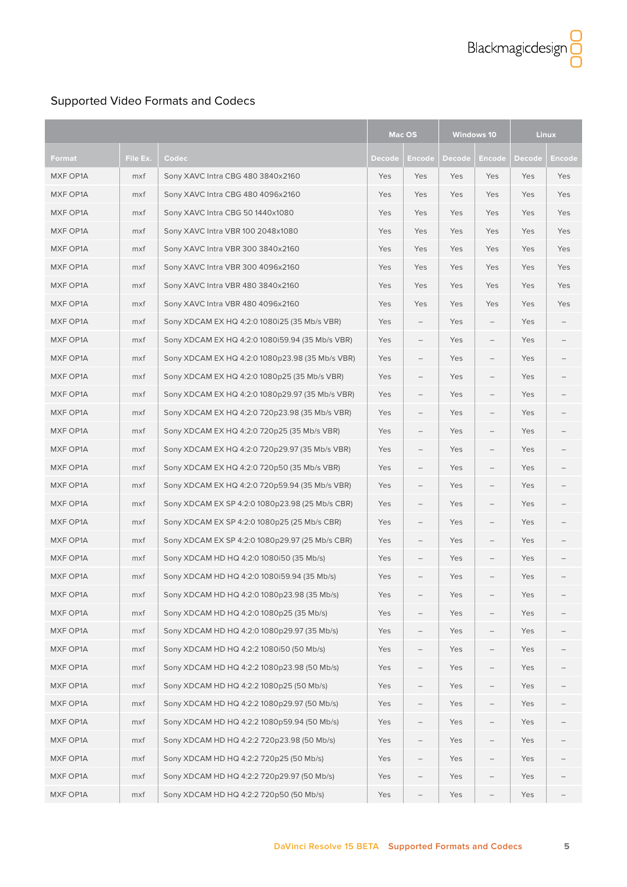## Supported Video Formats and Codecs

| | | | Mac OS | | Windows 10 | | Linux | |
|---|---|---|---|---|---|---|---|---|
| Format | File Ex. | Codec | Decode | Encode | Decode | Encode | Decode | Encode |
| MXF OP1A | mxf | Sony XAVC Intra CBG 480 3840x2160 | Yes | Yes | Yes | Yes | Yes | Yes |
| MXF OP1A | mxf | Sony XAVC Intra CBG 480 4096x2160 | Yes | Yes | Yes | Yes | Yes | Yes |
| MXF OP1A | mxf | Sony XAVC Intra CBG 50 1440x1080 | Yes | Yes | Yes | Yes | Yes | Yes |
| MXF OP1A | mxf | Sony XAVC Intra VBR 100 2048x1080 | Yes | Yes | Yes | Yes | Yes | Yes |
| MXF OP1A | mxf | Sony XAVC Intra VBR 300 3840x2160 | Yes | Yes | Yes | Yes | Yes | Yes |
| MXF OP1A | mxf | Sony XAVC Intra VBR 300 4096x2160 | Yes | Yes | Yes | Yes | Yes | Yes |
| MXF OP1A | mxf | Sony XAVC Intra VBR 480 3840x2160 | Yes | Yes | Yes | Yes | Yes | Yes |
| MXF OP1A | mxf | Sony XAVC Intra VBR 480 4096x2160 | Yes | Yes | Yes | Yes | Yes | Yes |
| MXF OP1A | mxf | Sony XDCAM EX HQ 4:2:0 1080i25 (35 Mb/s VBR) | Yes | – | Yes | – | Yes | – |
| MXF OP1A | mxf | Sony XDCAM EX HQ 4:2:0 1080i59.94 (35 Mb/s VBR) | Yes | – | Yes | – | Yes | – |
| MXF OP1A | mxf | Sony XDCAM EX HQ 4:2:0 1080p23.98 (35 Mb/s VBR) | Yes | – | Yes | – | Yes | – |
| MXF OP1A | mxf | Sony XDCAM EX HQ 4:2:0 1080p25 (35 Mb/s VBR) | Yes | – | Yes | – | Yes | – |
| MXF OP1A | mxf | Sony XDCAM EX HQ 4:2:0 1080p29.97 (35 Mb/s VBR) | Yes | – | Yes | – | Yes | – |
| MXF OP1A | mxf | Sony XDCAM EX HQ 4:2:0 720p23.98 (35 Mb/s VBR) | Yes | – | Yes | – | Yes | – |
| MXF OP1A | mxf | Sony XDCAM EX HQ 4:2:0 720p25 (35 Mb/s VBR) | Yes | – | Yes | – | Yes | – |
| MXF OP1A | mxf | Sony XDCAM EX HQ 4:2:0 720p29.97 (35 Mb/s VBR) | Yes | – | Yes | – | Yes | – |
| MXF OP1A | mxf | Sony XDCAM EX HQ 4:2:0 720p50 (35 Mb/s VBR) | Yes | – | Yes | – | Yes | – |
| MXF OP1A | mxf | Sony XDCAM EX HQ 4:2:0 720p59.94 (35 Mb/s VBR) | Yes | – | Yes | – | Yes | – |
| MXF OP1A | mxf | Sony XDCAM EX SP 4:2:0 1080p23.98 (25 Mb/s CBR) | Yes | – | Yes | – | Yes | – |
| MXF OP1A | mxf | Sony XDCAM EX SP 4:2:0 1080p25 (25 Mb/s CBR) | Yes | – | Yes | – | Yes | – |
| MXF OP1A | mxf | Sony XDCAM EX SP 4:2:0 1080p29.97 (25 Mb/s CBR) | Yes | – | Yes | – | Yes | – |
| MXF OP1A | mxf | Sony XDCAM HD HQ 4:2:0 1080i50 (35 Mb/s) | Yes | – | Yes | – | Yes | – |
| MXF OP1A | mxf | Sony XDCAM HD HQ 4:2:0 1080i59.94 (35 Mb/s) | Yes | – | Yes | – | Yes | – |
| MXF OP1A | mxf | Sony XDCAM HD HQ 4:2:0 1080p23.98 (35 Mb/s) | Yes | – | Yes | – | Yes | – |
| MXF OP1A | mxf | Sony XDCAM HD HQ 4:2:0 1080p25 (35 Mb/s) | Yes | – | Yes | – | Yes | – |
| MXF OP1A | mxf | Sony XDCAM HD HQ 4:2:0 1080p29.97 (35 Mb/s) | Yes | – | Yes | – | Yes | – |
| MXF OP1A | mxf | Sony XDCAM HD HQ 4:2:2 1080i50 (50 Mb/s) | Yes | – | Yes | – | Yes | – |
| MXF OP1A | mxf | Sony XDCAM HD HQ 4:2:2 1080p23.98 (50 Mb/s) | Yes | – | Yes | – | Yes | – |
| MXF OP1A | mxf | Sony XDCAM HD HQ 4:2:2 1080p25 (50 Mb/s) | Yes | – | Yes | – | Yes | – |
| MXF OP1A | mxf | Sony XDCAM HD HQ 4:2:2 1080p29.97 (50 Mb/s) | Yes | – | Yes | – | Yes | – |
| MXF OP1A | mxf | Sony XDCAM HD HQ 4:2:2 1080p59.94 (50 Mb/s) | Yes | – | Yes | – | Yes | – |
| MXF OP1A | mxf | Sony XDCAM HD HQ 4:2:2 720p23.98 (50 Mb/s) | Yes | – | Yes | – | Yes | – |
| MXF OP1A | mxf | Sony XDCAM HD HQ 4:2:2 720p25 (50 Mb/s) | Yes | – | Yes | – | Yes | – |
| MXF OP1A | mxf | Sony XDCAM HD HQ 4:2:2 720p29.97 (50 Mb/s) | Yes | – | Yes | – | Yes | – |
| MXF OP1A | mxf | Sony XDCAM HD HQ 4:2:2 720p50 (50 Mb/s) | Yes | – | Yes | – | Yes | – |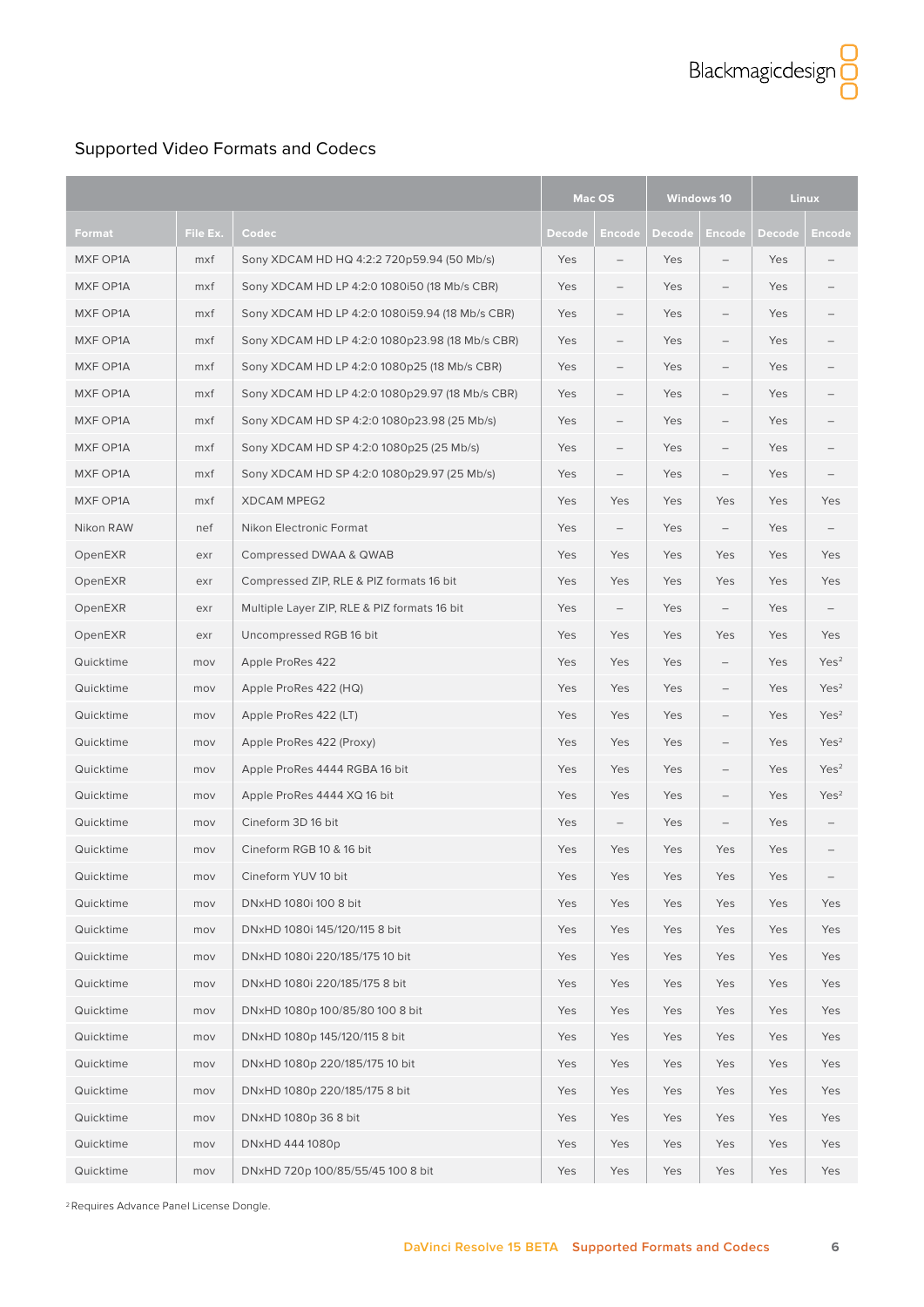## Supported Video Formats and Codecs

| | | | Mac OS | | Windows 10 | | Linux | |
|---|---|---|---|---|---|---|---|---|
| **Format** | **File Ex.** | **Codec** | **Decode** | **Encode** | **Decode** | **Encode** | **Decode** | **Encode** |
| MXF OP1A | mxf | Sony XDCAM HD HQ 4:2:2 720p59.94 (50 Mb/s) | Yes | – | Yes | – | Yes | – |
| MXF OP1A | mxf | Sony XDCAM HD LP 4:2:0 1080i50 (18 Mb/s CBR) | Yes | – | Yes | – | Yes | – |
| MXF OP1A | mxf | Sony XDCAM HD LP 4:2:0 1080i59.94 (18 Mb/s CBR) | Yes | – | Yes | – | Yes | – |
| MXF OP1A | mxf | Sony XDCAM HD LP 4:2:0 1080p23.98 (18 Mb/s CBR) | Yes | – | Yes | – | Yes | – |
| MXF OP1A | mxf | Sony XDCAM HD LP 4:2:0 1080p25 (18 Mb/s CBR) | Yes | – | Yes | – | Yes | – |
| MXF OP1A | mxf | Sony XDCAM HD LP 4:2:0 1080p29.97 (18 Mb/s CBR) | Yes | – | Yes | – | Yes | – |
| MXF OP1A | mxf | Sony XDCAM HD SP 4:2:0 1080p23.98 (25 Mb/s) | Yes | – | Yes | – | Yes | – |
| MXF OP1A | mxf | Sony XDCAM HD SP 4:2:0 1080p25 (25 Mb/s) | Yes | – | Yes | – | Yes | – |
| MXF OP1A | mxf | Sony XDCAM HD SP 4:2:0 1080p29.97 (25 Mb/s) | Yes | – | Yes | – | Yes | – |
| MXF OP1A | mxf | XDCAM MPEG2 | Yes | Yes | Yes | Yes | Yes | Yes |
| Nikon RAW | nef | Nikon Electronic Format | Yes | – | Yes | – | Yes | – |
| OpenEXR | exr | Compressed DWAA & QWAB | Yes | Yes | Yes | Yes | Yes | Yes |
| OpenEXR | exr | Compressed ZIP, RLE & PIZ formats 16 bit | Yes | Yes | Yes | Yes | Yes | Yes |
| OpenEXR | exr | Multiple Layer ZIP, RLE & PIZ formats 16 bit | Yes | – | Yes | – | Yes | – |
| OpenEXR | exr | Uncompressed RGB 16 bit | Yes | Yes | Yes | Yes | Yes | Yes |
| Quicktime | mov | Apple ProRes 422 | Yes | Yes | Yes | – | Yes | Yes[2] |
| Quicktime | mov | Apple ProRes 422 (HQ) | Yes | Yes | Yes | – | Yes | Yes[2] |
| Quicktime | mov | Apple ProRes 422 (LT) | Yes | Yes | Yes | – | Yes | Yes[2] |
| Quicktime | mov | Apple ProRes 422 (Proxy) | Yes | Yes | Yes | – | Yes | Yes[2] |
| Quicktime | mov | Apple ProRes 4444 RGBA 16 bit | Yes | Yes | Yes | – | Yes | Yes[2] |
| Quicktime | mov | Apple ProRes 4444 XQ 16 bit | Yes | Yes | Yes | – | Yes | Yes[2] |
| Quicktime | mov | Cineform 3D 16 bit | Yes | – | Yes | – | Yes | – |
| Quicktime | mov | Cineform RGB 10 & 16 bit | Yes | Yes | Yes | Yes | Yes | – |
| Quicktime | mov | Cineform YUV 10 bit | Yes | Yes | Yes | Yes | Yes | – |
| Quicktime | mov | DNxHD 1080i 100 8 bit | Yes | Yes | Yes | Yes | Yes | Yes |
| Quicktime | mov | DNxHD 1080i 145/120/115 8 bit | Yes | Yes | Yes | Yes | Yes | Yes |
| Quicktime | mov | DNxHD 1080i 220/185/175 10 bit | Yes | Yes | Yes | Yes | Yes | Yes |
| Quicktime | mov | DNxHD 1080i 220/185/175 8 bit | Yes | Yes | Yes | Yes | Yes | Yes |
| Quicktime | mov | DNxHD 1080p 100/85/80 100 8 bit | Yes | Yes | Yes | Yes | Yes | Yes |
| Quicktime | mov | DNxHD 1080p 145/120/115 8 bit | Yes | Yes | Yes | Yes | Yes | Yes |
| Quicktime | mov | DNxHD 1080p 220/185/175 10 bit | Yes | Yes | Yes | Yes | Yes | Yes |
| Quicktime | mov | DNxHD 1080p 220/185/175 8 bit | Yes | Yes | Yes | Yes | Yes | Yes |
| Quicktime | mov | DNxHD 1080p 36 8 bit | Yes | Yes | Yes | Yes | Yes | Yes |
| Quicktime | mov | DNxHD 444 1080p | Yes | Yes | Yes | Yes | Yes | Yes |
| Quicktime | mov | DNxHD 720p 100/85/55/45 100 8 bit | Yes | Yes | Yes | Yes | Yes | Yes |

[2] Requires Advance Panel License Dongle.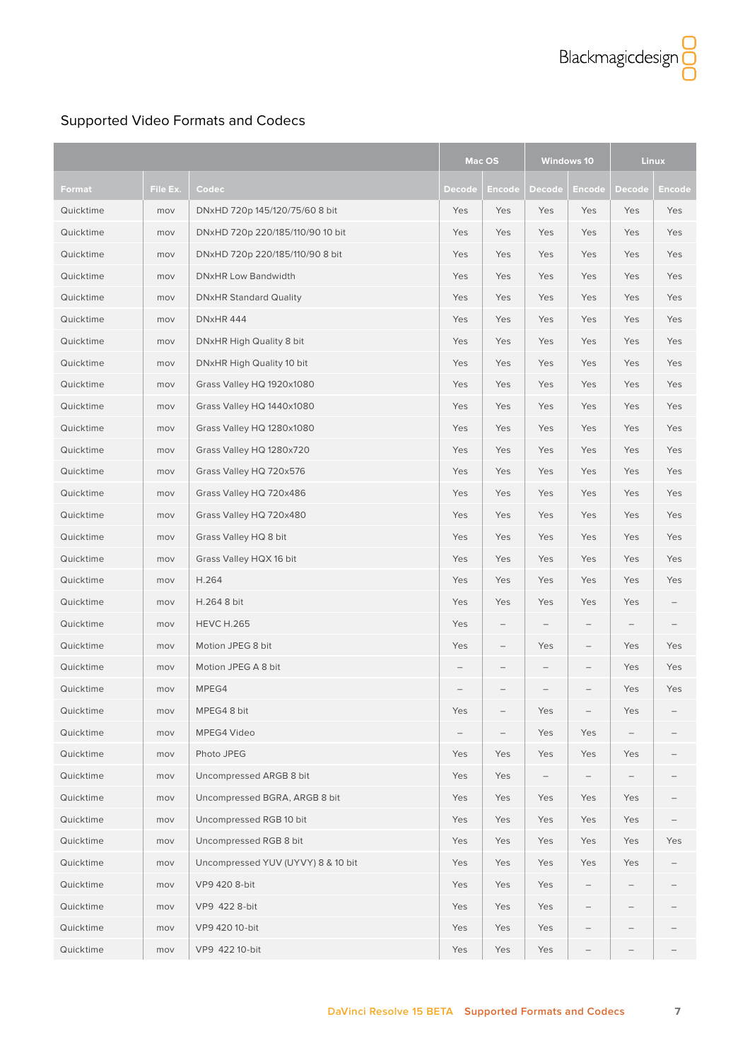## Supported Video Formats and Codecs

| | | | Mac OS | | Windows 10 | | Linux | |
|---|---|---|---|---|---|---|---|---|
| Format | File Ex. | Codec | Decode | Encode | Decode | Encode | Decode | Encode |
| Quicktime | mov | DNxHD 720p 145/120/75/60 8 bit | Yes | Yes | Yes | Yes | Yes | Yes |
| Quicktime | mov | DNxHD 720p 220/185/110/90 10 bit | Yes | Yes | Yes | Yes | Yes | Yes |
| Quicktime | mov | DNxHD 720p 220/185/110/90 8 bit | Yes | Yes | Yes | Yes | Yes | Yes |
| Quicktime | mov | DNxHR Low Bandwidth | Yes | Yes | Yes | Yes | Yes | Yes |
| Quicktime | mov | DNxHR Standard Quality | Yes | Yes | Yes | Yes | Yes | Yes |
| Quicktime | mov | DNxHR 444 | Yes | Yes | Yes | Yes | Yes | Yes |
| Quicktime | mov | DNxHR High Quality 8 bit | Yes | Yes | Yes | Yes | Yes | Yes |
| Quicktime | mov | DNxHR High Quality 10 bit | Yes | Yes | Yes | Yes | Yes | Yes |
| Quicktime | mov | Grass Valley HQ 1920x1080 | Yes | Yes | Yes | Yes | Yes | Yes |
| Quicktime | mov | Grass Valley HQ 1440x1080 | Yes | Yes | Yes | Yes | Yes | Yes |
| Quicktime | mov | Grass Valley HQ 1280x1080 | Yes | Yes | Yes | Yes | Yes | Yes |
| Quicktime | mov | Grass Valley HQ 1280x720 | Yes | Yes | Yes | Yes | Yes | Yes |
| Quicktime | mov | Grass Valley HQ 720x576 | Yes | Yes | Yes | Yes | Yes | Yes |
| Quicktime | mov | Grass Valley HQ 720x486 | Yes | Yes | Yes | Yes | Yes | Yes |
| Quicktime | mov | Grass Valley HQ 720x480 | Yes | Yes | Yes | Yes | Yes | Yes |
| Quicktime | mov | Grass Valley HQ 8 bit | Yes | Yes | Yes | Yes | Yes | Yes |
| Quicktime | mov | Grass Valley HQX 16 bit | Yes | Yes | Yes | Yes | Yes | Yes |
| Quicktime | mov | H.264 | Yes | Yes | Yes | Yes | Yes | Yes |
| Quicktime | mov | H.264 8 bit | Yes | Yes | Yes | Yes | Yes | – |
| Quicktime | mov | HEVC H.265 | Yes | – | – | – | – | – |
| Quicktime | mov | Motion JPEG 8 bit | Yes | – | Yes | – | Yes | Yes |
| Quicktime | mov | Motion JPEG A 8 bit | – | – | – | – | Yes | Yes |
| Quicktime | mov | MPEG4 | – | – | – | – | Yes | Yes |
| Quicktime | mov | MPEG4 8 bit | Yes | – | Yes | – | Yes | – |
| Quicktime | mov | MPEG4 Video | – | – | Yes | Yes | – | – |
| Quicktime | mov | Photo JPEG | Yes | Yes | Yes | Yes | Yes | – |
| Quicktime | mov | Uncompressed ARGB 8 bit | Yes | Yes | – | – | – | – |
| Quicktime | mov | Uncompressed BGRA, ARGB 8 bit | Yes | Yes | Yes | Yes | Yes | – |
| Quicktime | mov | Uncompressed RGB 10 bit | Yes | Yes | Yes | Yes | Yes | – |
| Quicktime | mov | Uncompressed RGB 8 bit | Yes | Yes | Yes | Yes | Yes | Yes |
| Quicktime | mov | Uncompressed YUV (UYVY) 8 & 10 bit | Yes | Yes | Yes | Yes | Yes | – |
| Quicktime | mov | VP9 420 8-bit | Yes | Yes | Yes | – | – | – |
| Quicktime | mov | VP9 422 8-bit | Yes | Yes | Yes | – | – | – |
| Quicktime | mov | VP9 420 10-bit | Yes | Yes | Yes | – | – | – |
| Quicktime | mov | VP9 422 10-bit | Yes | Yes | Yes | – | – | – |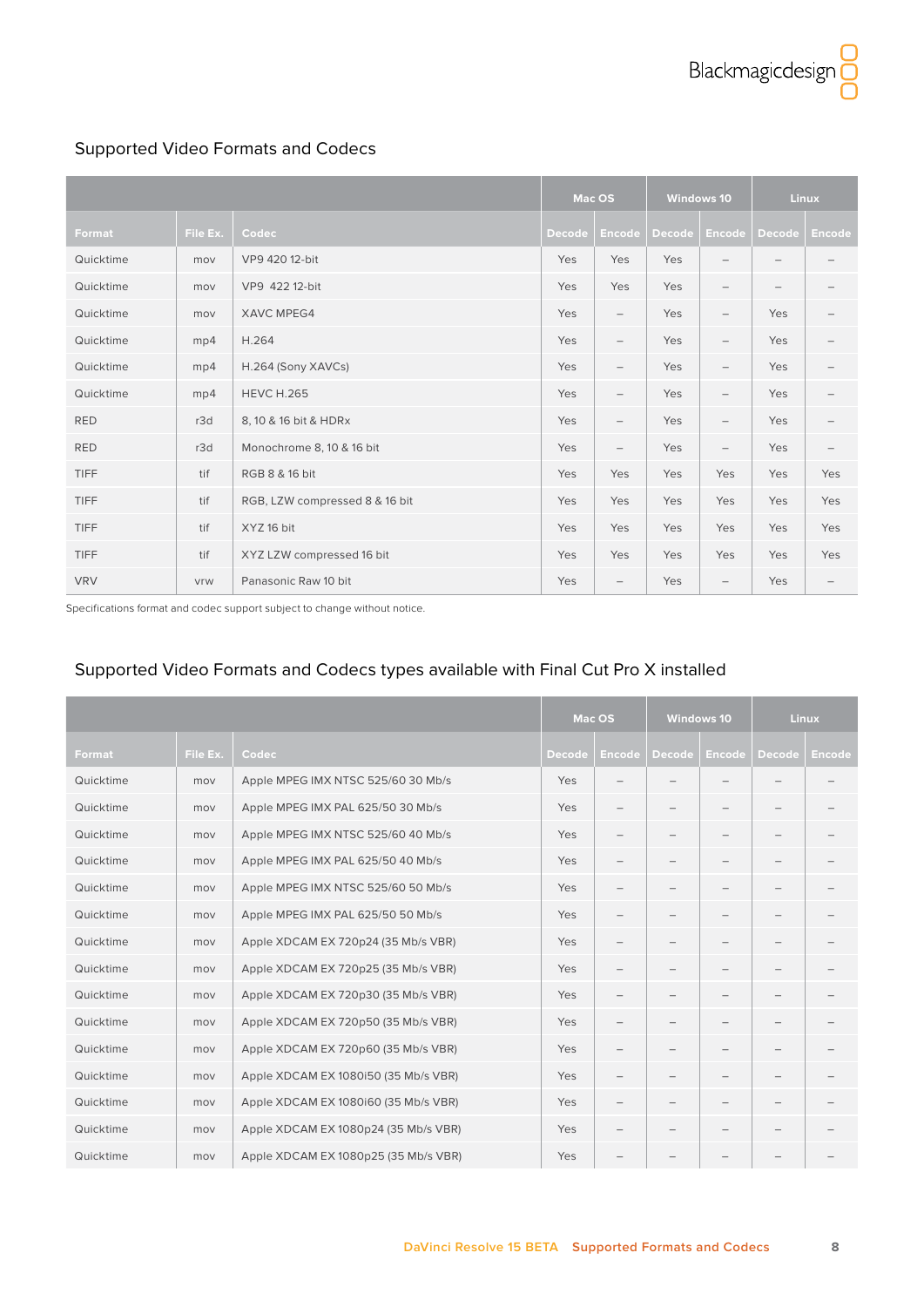## Supported Video Formats and Codecs

| | | | Mac OS | | Windows 10 | | Linux | |
|---|---|---|---|---|---|---|---|---|
| Format | File Ex. | Codec | Decode | Encode | Decode | Encode | Decode | Encode |
| Quicktime | mov | VP9 420 12-bit | Yes | Yes | Yes | – | – | – |
| Quicktime | mov | VP9 422 12-bit | Yes | Yes | Yes | – | – | – |
| Quicktime | mov | XAVC MPEG4 | Yes | – | Yes | – | Yes | – |
| Quicktime | mp4 | H.264 | Yes | – | Yes | – | Yes | – |
| Quicktime | mp4 | H.264 (Sony XAVCs) | Yes | – | Yes | – | Yes | – |
| Quicktime | mp4 | HEVC H.265 | Yes | – | Yes | – | Yes | – |
| RED | r3d | 8, 10 & 16 bit & HDRx | Yes | – | Yes | – | Yes | – |
| RED | r3d | Monochrome 8, 10 & 16 bit | Yes | – | Yes | – | Yes | – |
| TIFF | tif | RGB 8 & 16 bit | Yes | Yes | Yes | Yes | Yes | Yes |
| TIFF | tif | RGB, LZW compressed 8 & 16 bit | Yes | Yes | Yes | Yes | Yes | Yes |
| TIFF | tif | XYZ 16 bit | Yes | Yes | Yes | Yes | Yes | Yes |
| TIFF | tif | XYZ LZW compressed 16 bit | Yes | Yes | Yes | Yes | Yes | Yes |
| VRV | vrw | Panasonic Raw 10 bit | Yes | – | Yes | – | Yes | – |

Specifications format and codec support subject to change without notice.

## Supported Video Formats and Codecs types available with Final Cut Pro X installed

| | | | Mac OS | | Windows 10 | | Linux | |
|---|---|---|---|---|---|---|---|---|
| Format | File Ex. | Codec | Decode | Encode | Decode | Encode | Decode | Encode |
| Quicktime | mov | Apple MPEG IMX NTSC 525/60 30 Mb/s | Yes | – | – | – | – | – |
| Quicktime | mov | Apple MPEG IMX PAL 625/50 30 Mb/s | Yes | – | – | – | – | – |
| Quicktime | mov | Apple MPEG IMX NTSC 525/60 40 Mb/s | Yes | – | – | – | – | – |
| Quicktime | mov | Apple MPEG IMX PAL 625/50 40 Mb/s | Yes | – | – | – | – | – |
| Quicktime | mov | Apple MPEG IMX NTSC 525/60 50 Mb/s | Yes | – | – | – | – | – |
| Quicktime | mov | Apple MPEG IMX PAL 625/50 50 Mb/s | Yes | – | – | – | – | – |
| Quicktime | mov | Apple XDCAM EX 720p24 (35 Mb/s VBR) | Yes | – | – | – | – | – |
| Quicktime | mov | Apple XDCAM EX 720p25 (35 Mb/s VBR) | Yes | – | – | – | – | – |
| Quicktime | mov | Apple XDCAM EX 720p30 (35 Mb/s VBR) | Yes | – | – | – | – | – |
| Quicktime | mov | Apple XDCAM EX 720p50 (35 Mb/s VBR) | Yes | – | – | – | – | – |
| Quicktime | mov | Apple XDCAM EX 720p60 (35 Mb/s VBR) | Yes | – | – | – | – | – |
| Quicktime | mov | Apple XDCAM EX 1080i50 (35 Mb/s VBR) | Yes | – | – | – | – | – |
| Quicktime | mov | Apple XDCAM EX 1080i60 (35 Mb/s VBR) | Yes | – | – | – | – | – |
| Quicktime | mov | Apple XDCAM EX 1080p24 (35 Mb/s VBR) | Yes | – | – | – | – | – |
| Quicktime | mov | Apple XDCAM EX 1080p25 (35 Mb/s VBR) | Yes | – | – | – | – | – |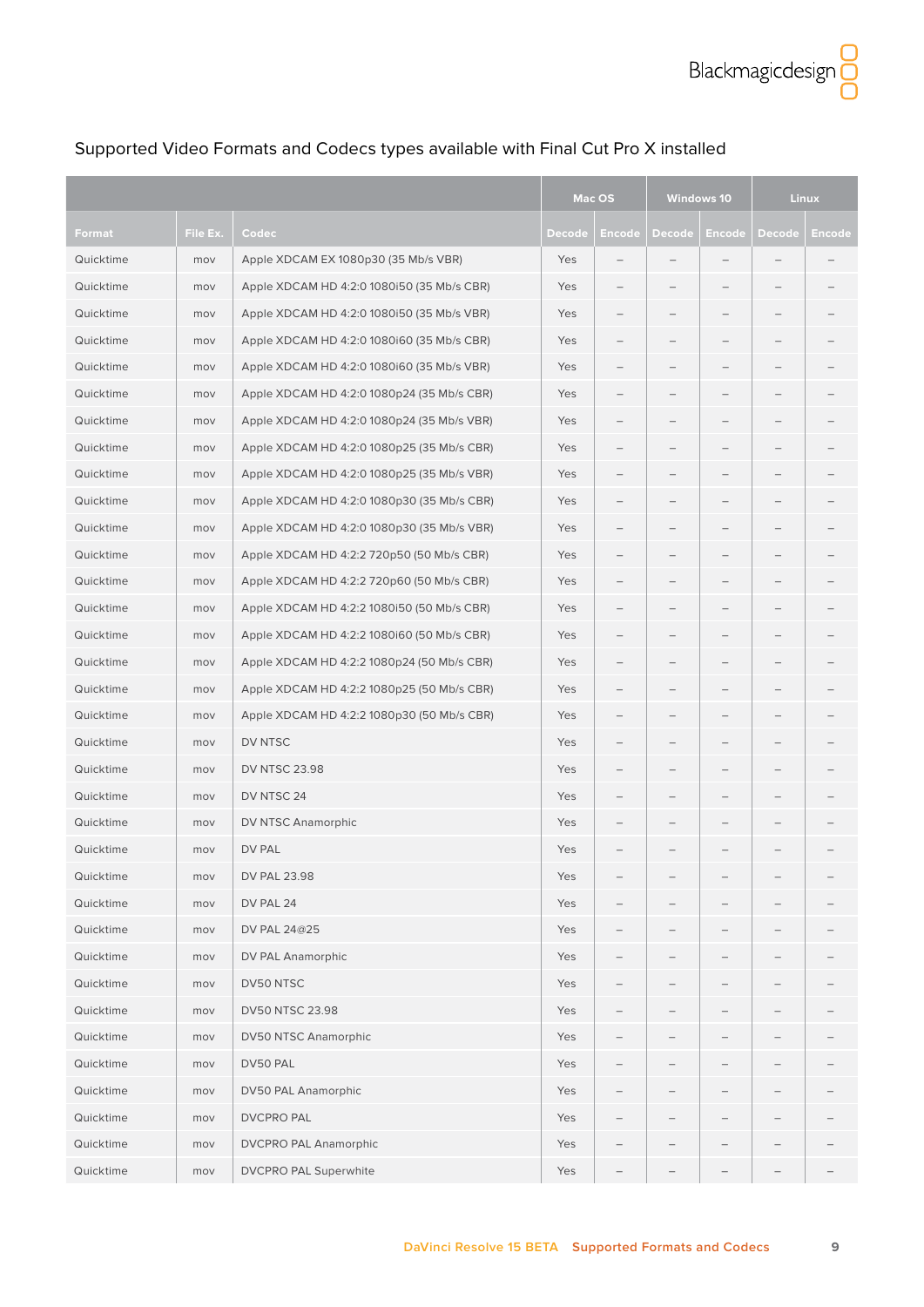## Supported Video Formats and Codecs types available with Final Cut Pro X installed

| | | | Mac OS | | Windows 10 | | Linux | |
|---|---|---|---|---|---|---|---|---|
| **Format** | **File Ex.** | **Codec** | **Decode** | **Encode** | **Decode** | **Encode** | **Decode** | **Encode** |
| Quicktime | mov | Apple XDCAM EX 1080p30 (35 Mb/s VBR) | Yes | – | – | – | – | – |
| Quicktime | mov | Apple XDCAM HD 4:2:0 1080i50 (35 Mb/s CBR) | Yes | – | – | – | – | – |
| Quicktime | mov | Apple XDCAM HD 4:2:0 1080i50 (35 Mb/s VBR) | Yes | – | – | – | – | – |
| Quicktime | mov | Apple XDCAM HD 4:2:0 1080i60 (35 Mb/s CBR) | Yes | – | – | – | – | – |
| Quicktime | mov | Apple XDCAM HD 4:2:0 1080i60 (35 Mb/s VBR) | Yes | – | – | – | – | – |
| Quicktime | mov | Apple XDCAM HD 4:2:0 1080p24 (35 Mb/s CBR) | Yes | – | – | – | – | – |
| Quicktime | mov | Apple XDCAM HD 4:2:0 1080p24 (35 Mb/s VBR) | Yes | – | – | – | – | – |
| Quicktime | mov | Apple XDCAM HD 4:2:0 1080p25 (35 Mb/s CBR) | Yes | – | – | – | – | – |
| Quicktime | mov | Apple XDCAM HD 4:2:0 1080p25 (35 Mb/s VBR) | Yes | – | – | – | – | – |
| Quicktime | mov | Apple XDCAM HD 4:2:0 1080p30 (35 Mb/s CBR) | Yes | – | – | – | – | – |
| Quicktime | mov | Apple XDCAM HD 4:2:0 1080p30 (35 Mb/s VBR) | Yes | – | – | – | – | – |
| Quicktime | mov | Apple XDCAM HD 4:2:2 720p50 (50 Mb/s CBR) | Yes | – | – | – | – | – |
| Quicktime | mov | Apple XDCAM HD 4:2:2 720p60 (50 Mb/s CBR) | Yes | – | – | – | – | – |
| Quicktime | mov | Apple XDCAM HD 4:2:2 1080i50 (50 Mb/s CBR) | Yes | – | – | – | – | – |
| Quicktime | mov | Apple XDCAM HD 4:2:2 1080i60 (50 Mb/s CBR) | Yes | – | – | – | – | – |
| Quicktime | mov | Apple XDCAM HD 4:2:2 1080p24 (50 Mb/s CBR) | Yes | – | – | – | – | – |
| Quicktime | mov | Apple XDCAM HD 4:2:2 1080p25 (50 Mb/s CBR) | Yes | – | – | – | – | – |
| Quicktime | mov | Apple XDCAM HD 4:2:2 1080p30 (50 Mb/s CBR) | Yes | – | – | – | – | – |
| Quicktime | mov | DV NTSC | Yes | – | – | – | – | – |
| Quicktime | mov | DV NTSC 23.98 | Yes | – | – | – | – | – |
| Quicktime | mov | DV NTSC 24 | Yes | – | – | – | – | – |
| Quicktime | mov | DV NTSC Anamorphic | Yes | – | – | – | – | – |
| Quicktime | mov | DV PAL | Yes | – | – | – | – | – |
| Quicktime | mov | DV PAL 23.98 | Yes | – | – | – | – | – |
| Quicktime | mov | DV PAL 24 | Yes | – | – | – | – | – |
| Quicktime | mov | DV PAL 24@25 | Yes | – | – | – | – | – |
| Quicktime | mov | DV PAL Anamorphic | Yes | – | – | – | – | – |
| Quicktime | mov | DV50 NTSC | Yes | – | – | – | – | – |
| Quicktime | mov | DV50 NTSC 23.98 | Yes | – | – | – | – | – |
| Quicktime | mov | DV50 NTSC Anamorphic | Yes | – | – | – | – | – |
| Quicktime | mov | DV50 PAL | Yes | – | – | – | – | – |
| Quicktime | mov | DV50 PAL Anamorphic | Yes | – | – | – | – | – |
| Quicktime | mov | DVCPRO PAL | Yes | – | – | – | – | – |
| Quicktime | mov | DVCPRO PAL Anamorphic | Yes | – | – | – | – | – |
| Quicktime | mov | DVCPRO PAL Superwhite | Yes | – | – | – | – | – |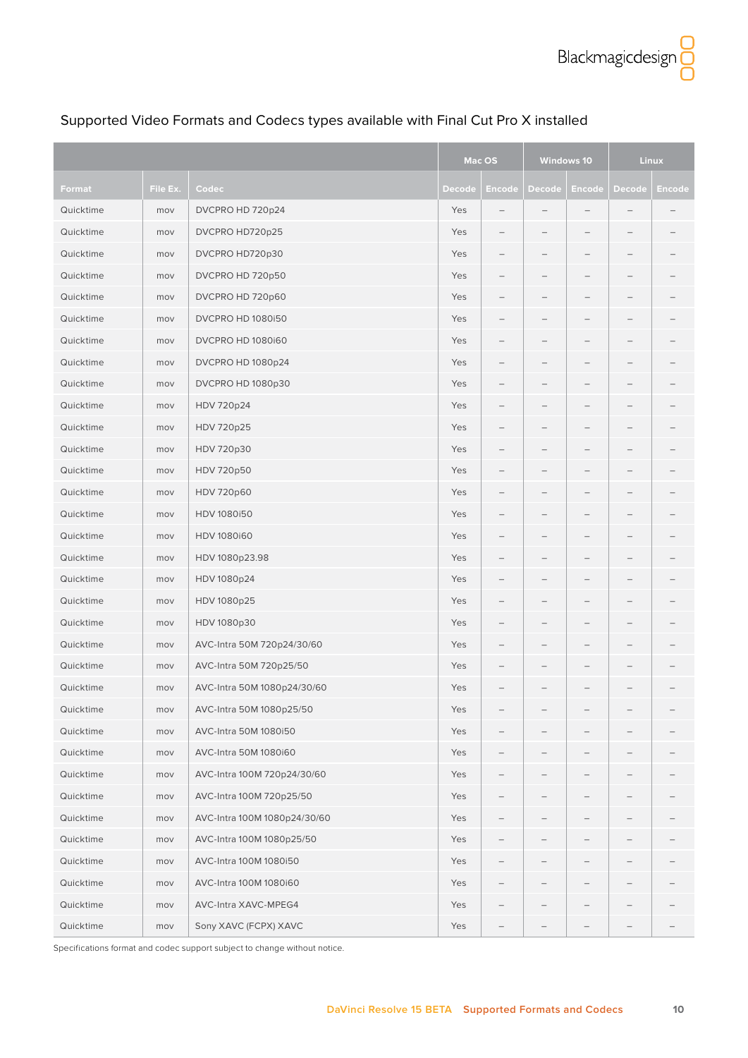## Supported Video Formats and Codecs types available with Final Cut Pro X installed

| | | | Mac OS | | Windows 10 | | Linux | |
|---|---|---|---|---|---|---|---|---|
| **Format** | **File Ex.** | **Codec** | **Decode** | **Encode** | **Decode** | **Encode** | **Decode** | **Encode** |
| Quicktime | mov | DVCPRO HD 720p24 | Yes | – | – | – | – | – |
| Quicktime | mov | DVCPRO HD720p25 | Yes | – | – | – | – | – |
| Quicktime | mov | DVCPRO HD720p30 | Yes | – | – | – | – | – |
| Quicktime | mov | DVCPRO HD 720p50 | Yes | – | – | – | – | – |
| Quicktime | mov | DVCPRO HD 720p60 | Yes | – | – | – | – | – |
| Quicktime | mov | DVCPRO HD 1080i50 | Yes | – | – | – | – | – |
| Quicktime | mov | DVCPRO HD 1080i60 | Yes | – | – | – | – | – |
| Quicktime | mov | DVCPRO HD 1080p24 | Yes | – | – | – | – | – |
| Quicktime | mov | DVCPRO HD 1080p30 | Yes | – | – | – | – | – |
| Quicktime | mov | HDV 720p24 | Yes | – | – | – | – | – |
| Quicktime | mov | HDV 720p25 | Yes | – | – | – | – | – |
| Quicktime | mov | HDV 720p30 | Yes | – | – | – | – | – |
| Quicktime | mov | HDV 720p50 | Yes | – | – | – | – | – |
| Quicktime | mov | HDV 720p60 | Yes | – | – | – | – | – |
| Quicktime | mov | HDV 1080i50 | Yes | – | – | – | – | – |
| Quicktime | mov | HDV 1080i60 | Yes | – | – | – | – | – |
| Quicktime | mov | HDV 1080p23.98 | Yes | – | – | – | – | – |
| Quicktime | mov | HDV 1080p24 | Yes | – | – | – | – | – |
| Quicktime | mov | HDV 1080p25 | Yes | – | – | – | – | – |
| Quicktime | mov | HDV 1080p30 | Yes | – | – | – | – | – |
| Quicktime | mov | AVC-Intra 50M 720p24/30/60 | Yes | – | – | – | – | – |
| Quicktime | mov | AVC-Intra 50M 720p25/50 | Yes | – | – | – | – | – |
| Quicktime | mov | AVC-Intra 50M 1080p24/30/60 | Yes | – | – | – | – | – |
| Quicktime | mov | AVC-Intra 50M 1080p25/50 | Yes | – | – | – | – | – |
| Quicktime | mov | AVC-Intra 50M 1080i50 | Yes | – | – | – | – | – |
| Quicktime | mov | AVC-Intra 50M 1080i60 | Yes | – | – | – | – | – |
| Quicktime | mov | AVC-Intra 100M 720p24/30/60 | Yes | – | – | – | – | – |
| Quicktime | mov | AVC-Intra 100M 720p25/50 | Yes | – | – | – | – | – |
| Quicktime | mov | AVC-Intra 100M 1080p24/30/60 | Yes | – | – | – | – | – |
| Quicktime | mov | AVC-Intra 100M 1080p25/50 | Yes | – | – | – | – | – |
| Quicktime | mov | AVC-Intra 100M 1080i50 | Yes | – | – | – | – | – |
| Quicktime | mov | AVC-Intra 100M 1080i60 | Yes | – | – | – | – | – |
| Quicktime | mov | AVC-Intra XAVC-MPEG4 | Yes | – | – | – | – | – |
| Quicktime | mov | Sony XAVC (FCPX) XAVC | Yes | – | – | – | – | – |

Specifications format and codec support subject to change without notice.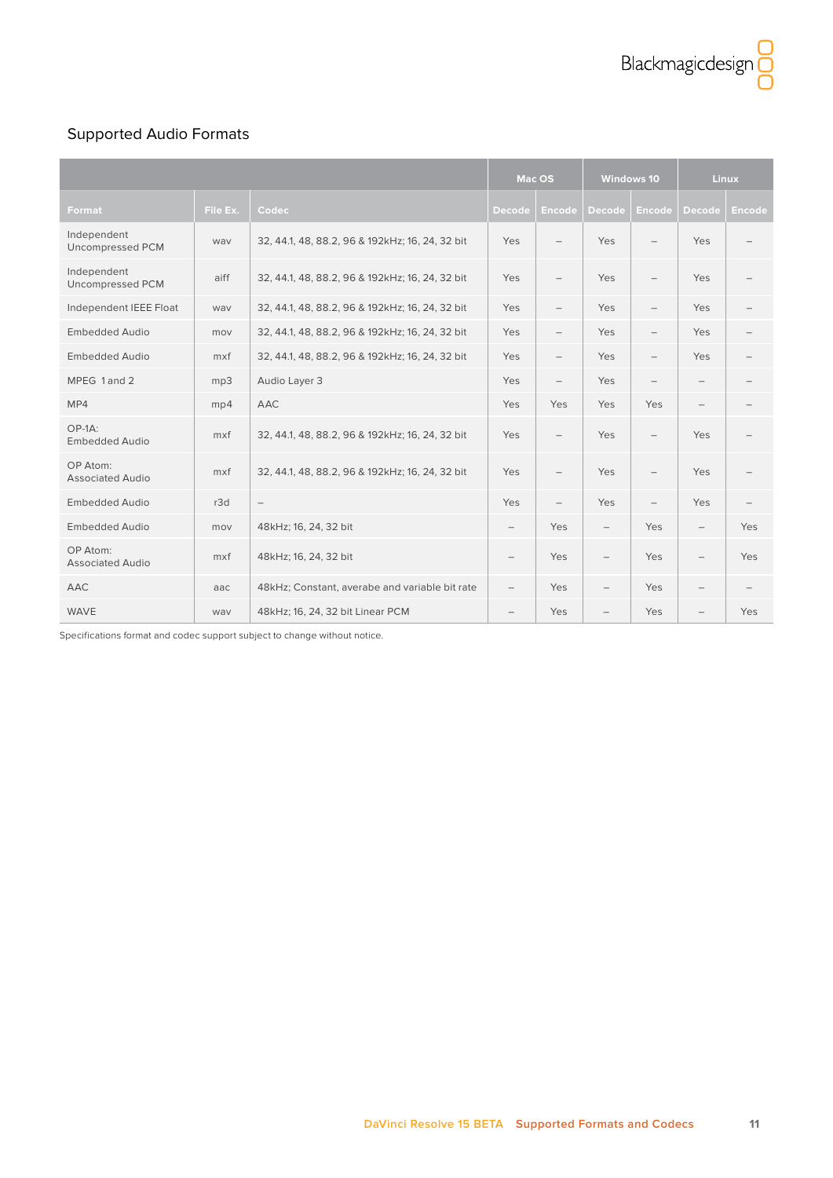## Supported Audio Formats

| | | | Mac OS | | Windows 10 | | Linux | |
|---|---|---|---|---|---|---|---|---|
| **Format** | **File Ex.** | **Codec** | **Decode** | **Encode** | **Decode** | **Encode** | **Decode** | **Encode** |
| Independent Uncompressed PCM | wav | 32, 44.1, 48, 88.2, 96 & 192kHz; 16, 24, 32 bit | Yes | – | Yes | – | Yes | – |
| Independent Uncompressed PCM | aiff | 32, 44.1, 48, 88.2, 96 & 192kHz; 16, 24, 32 bit | Yes | – | Yes | – | Yes | – |
| Independent IEEE Float | wav | 32, 44.1, 48, 88.2, 96 & 192kHz; 16, 24, 32 bit | Yes | – | Yes | – | Yes | – |
| Embedded Audio | mov | 32, 44.1, 48, 88.2, 96 & 192kHz; 16, 24, 32 bit | Yes | – | Yes | – | Yes | – |
| Embedded Audio | mxf | 32, 44.1, 48, 88.2, 96 & 192kHz; 16, 24, 32 bit | Yes | – | Yes | – | Yes | – |
| MPEG 1 and 2 | mp3 | Audio Layer 3 | Yes | – | Yes | – | – | – |
| MP4 | mp4 | AAC | Yes | Yes | Yes | Yes | – | – |
| OP-1A: Embedded Audio | mxf | 32, 44.1, 48, 88.2, 96 & 192kHz; 16, 24, 32 bit | Yes | – | Yes | – | Yes | – |
| OP Atom: Associated Audio | mxf | 32, 44.1, 48, 88.2, 96 & 192kHz; 16, 24, 32 bit | Yes | – | Yes | – | Yes | – |
| Embedded Audio | r3d | – | Yes | – | Yes | – | Yes | – |
| Embedded Audio | mov | 48kHz; 16, 24, 32 bit | – | Yes | – | Yes | – | Yes |
| OP Atom: Associated Audio | mxf | 48kHz; 16, 24, 32 bit | – | Yes | – | Yes | – | Yes |
| AAC | aac | 48kHz; Constant, averabe and variable bit rate | – | Yes | – | Yes | – | – |
| WAVE | wav | 48kHz; 16, 24, 32 bit Linear PCM | – | Yes | – | Yes | – | Yes |

Specifications format and codec support subject to change without notice.